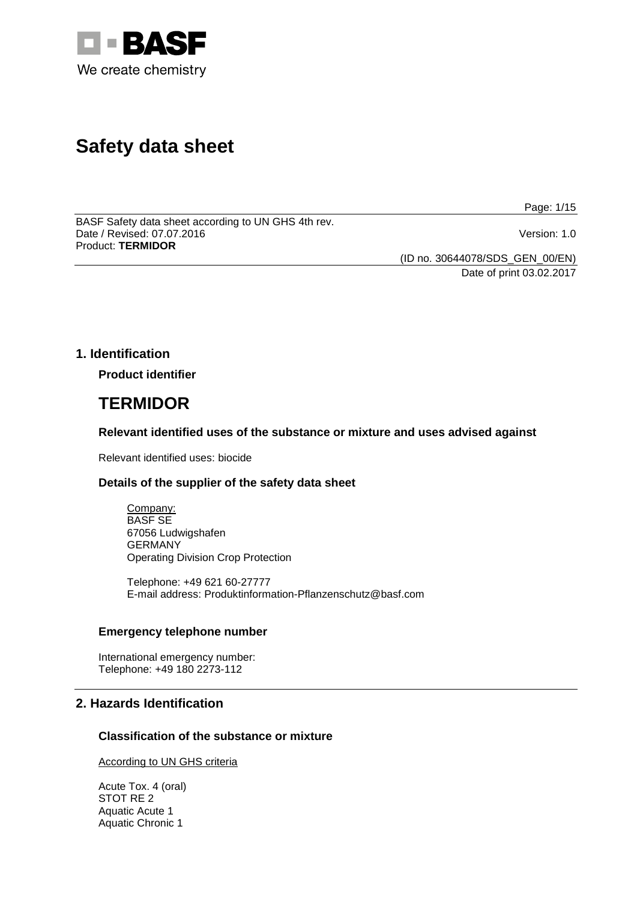# Safety data sheet

BASF Safety data sheet according to UN GHS 4th rev.
Date / Revised: 07.07.2016
Version: 1.0
Product: **TERMIDOR**

(ID no. 30644078/SDS_GEN_00/EN)
Date of print 03.02.2017

## 1. Identification

### Product identifier

# TERMIDOR

### Relevant identified uses of the substance or mixture and uses advised against

Relevant identified uses: biocide

### Details of the supplier of the safety data sheet

Company:
BASF SE
67056 Ludwigshafen
GERMANY
Operating Division Crop Protection

Telephone: +49 621 60-27777
E-mail address: Produktinformation-Pflanzenschutz@basf.com

### Emergency telephone number

International emergency number:
Telephone: +49 180 2273-112

## 2. Hazards Identification

### Classification of the substance or mixture

According to UN GHS criteria

Acute Tox. 4 (oral)
STOT RE 2
Aquatic Acute 1
Aquatic Chronic 1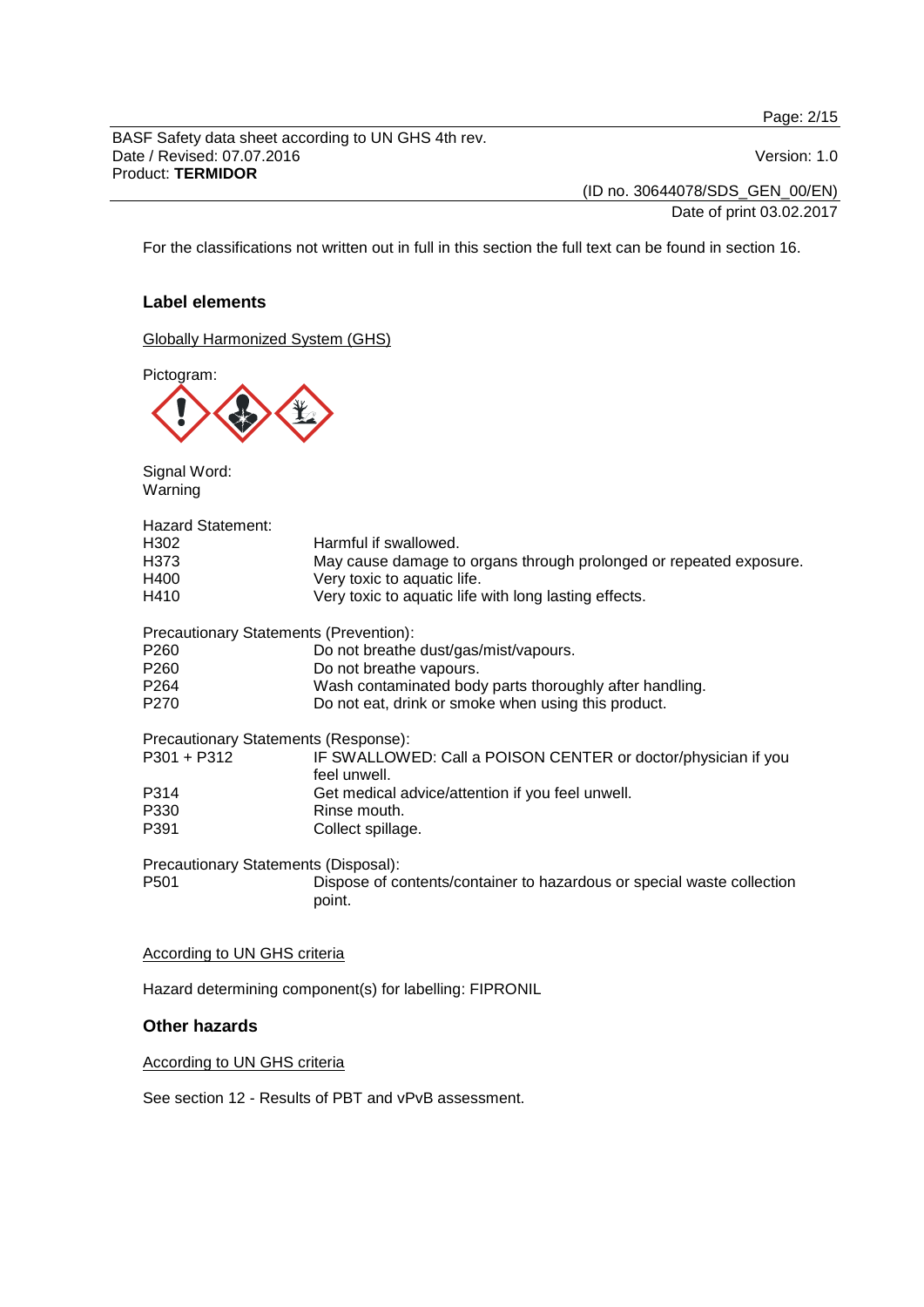For the classifications not written out in full in this section the full text can be found in section 16.

## Label elements

Globally Harmonized System (GHS)

Pictogram:

Signal Word:
Warning

Hazard Statement:

| | |
|---|---|
| H302 | Harmful if swallowed. |
| H373 | May cause damage to organs through prolonged or repeated exposure. |
| H400 | Very toxic to aquatic life. |
| H410 | Very toxic to aquatic life with long lasting effects. |

Precautionary Statements (Prevention):

| | |
|---|---|
| P260 | Do not breathe dust/gas/mist/vapours. |
| P260 | Do not breathe vapours. |
| P264 | Wash contaminated body parts thoroughly after handling. |
| P270 | Do not eat, drink or smoke when using this product. |

Precautionary Statements (Response):

| | |
|---|---|
| P301 + P312 | IF SWALLOWED: Call a POISON CENTER or doctor/physician if you feel unwell. |
| P314 | Get medical advice/attention if you feel unwell. |
| P330 | Rinse mouth. |
| P391 | Collect spillage. |

Precautionary Statements (Disposal):

| | |
|---|---|
| P501 | Dispose of contents/container to hazardous or special waste collection point. |

According to UN GHS criteria

Hazard determining component(s) for labelling: FIPRONIL

## Other hazards

According to UN GHS criteria

See section 12 - Results of PBT and vPvB assessment.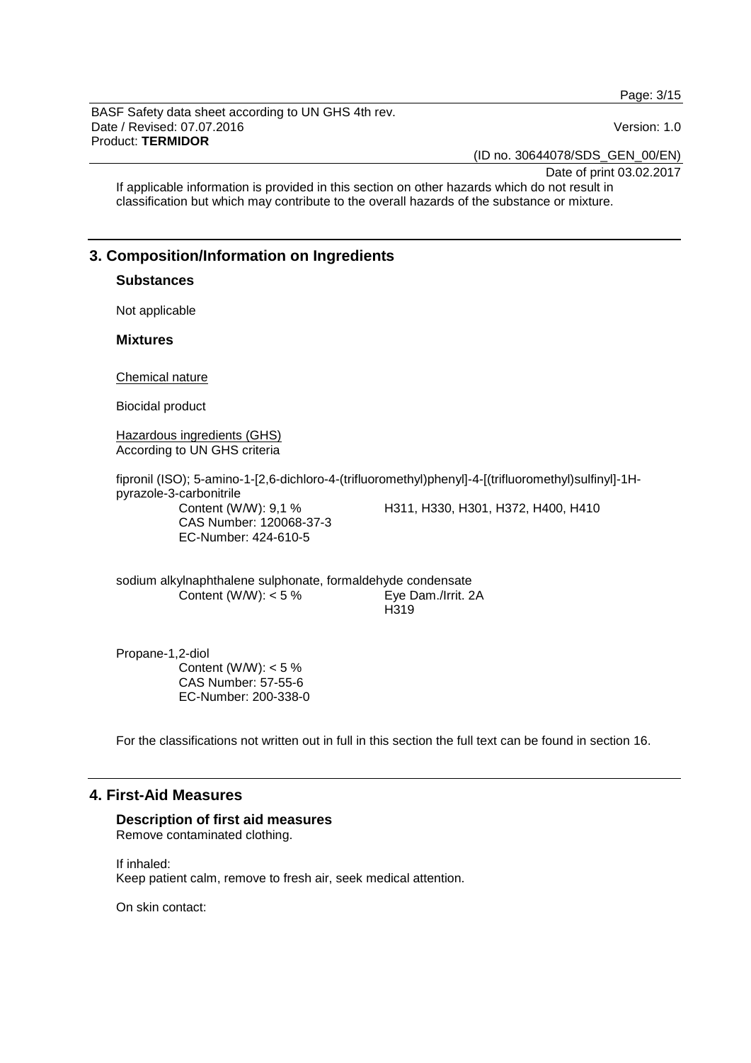If applicable information is provided in this section on other hazards which do not result in classification but which may contribute to the overall hazards of the substance or mixture.

## 3. Composition/Information on Ingredients

### Substances

Not applicable

### Mixtures

Chemical nature

Biocidal product

Hazardous ingredients (GHS)
According to UN GHS criteria

fipronil (ISO); 5-amino-1-[2,6-dichloro-4-(trifluoromethyl)phenyl]-4-[(trifluoromethyl)sulfinyl]-1H-pyrazole-3-carbonitrile

Content (W/W): 9,1 %
CAS Number: 120068-37-3
EC-Number: 424-610-5

H311, H330, H301, H372, H400, H410

sodium alkylnaphthalene sulphonate, formaldehyde condensate

Content (W/W): < 5 %

Eye Dam./Irrit. 2A
H319

Propane-1,2-diol

Content (W/W): < 5 %
CAS Number: 57-55-6
EC-Number: 200-338-0

For the classifications not written out in full in this section the full text can be found in section 16.

## 4. First-Aid Measures

### Description of first aid measures

Remove contaminated clothing.

If inhaled:
Keep patient calm, remove to fresh air, seek medical attention.

On skin contact: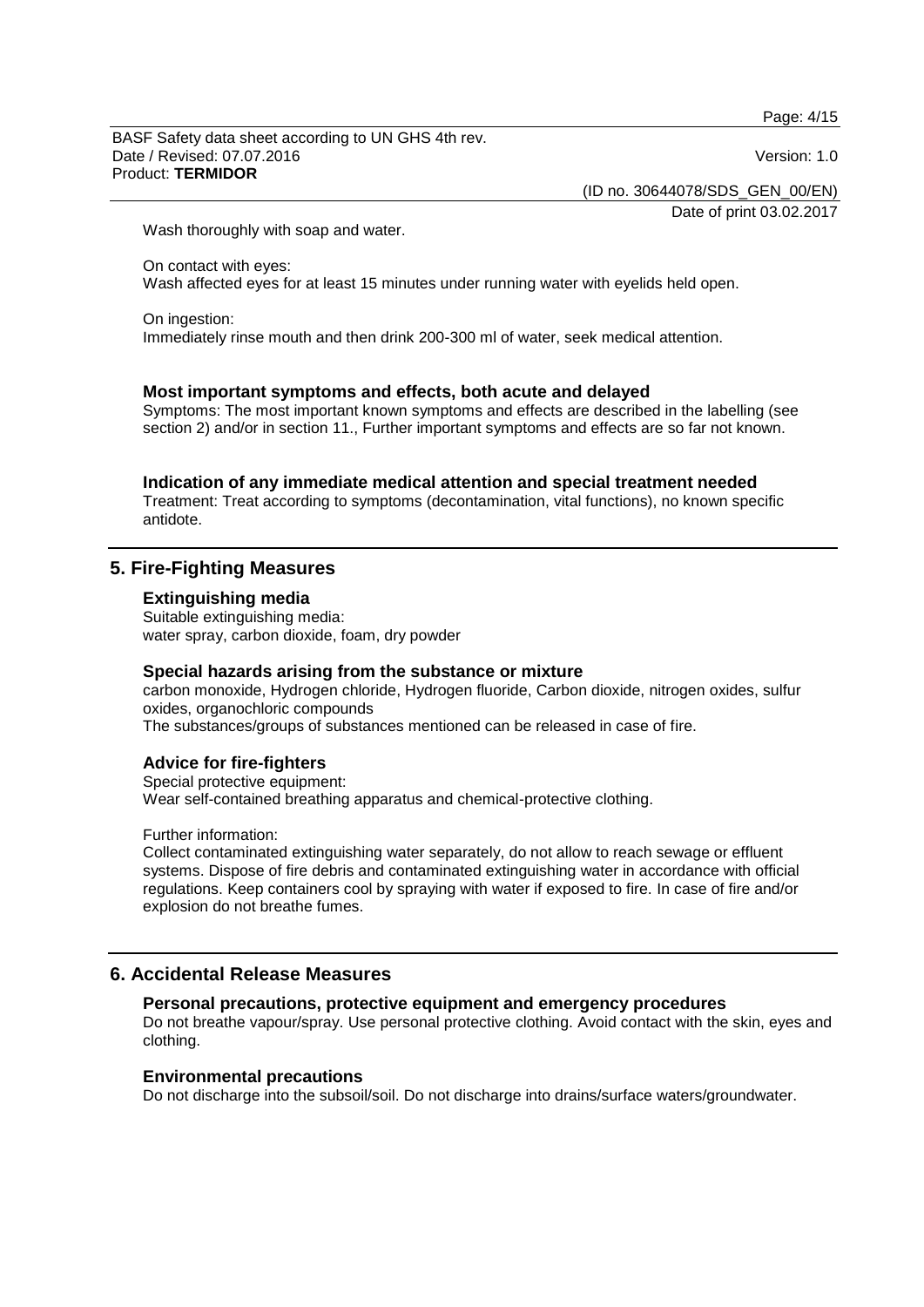Wash thoroughly with soap and water.

On contact with eyes:
Wash affected eyes for at least 15 minutes under running water with eyelids held open.

On ingestion:
Immediately rinse mouth and then drink 200-300 ml of water, seek medical attention.

### Most important symptoms and effects, both acute and delayed

Symptoms: The most important known symptoms and effects are described in the labelling (see section 2) and/or in section 11., Further important symptoms and effects are so far not known.

### Indication of any immediate medical attention and special treatment needed

Treatment: Treat according to symptoms (decontamination, vital functions), no known specific antidote.

## 5. Fire-Fighting Measures

### Extinguishing media

Suitable extinguishing media:
water spray, carbon dioxide, foam, dry powder

### Special hazards arising from the substance or mixture

carbon monoxide, Hydrogen chloride, Hydrogen fluoride, Carbon dioxide, nitrogen oxides, sulfur oxides, organochloric compounds
The substances/groups of substances mentioned can be released in case of fire.

### Advice for fire-fighters

Special protective equipment:
Wear self-contained breathing apparatus and chemical-protective clothing.

Further information:
Collect contaminated extinguishing water separately, do not allow to reach sewage or effluent systems. Dispose of fire debris and contaminated extinguishing water in accordance with official regulations. Keep containers cool by spraying with water if exposed to fire. In case of fire and/or explosion do not breathe fumes.

## 6. Accidental Release Measures

### Personal precautions, protective equipment and emergency procedures

Do not breathe vapour/spray. Use personal protective clothing. Avoid contact with the skin, eyes and clothing.

### Environmental precautions

Do not discharge into the subsoil/soil. Do not discharge into drains/surface waters/groundwater.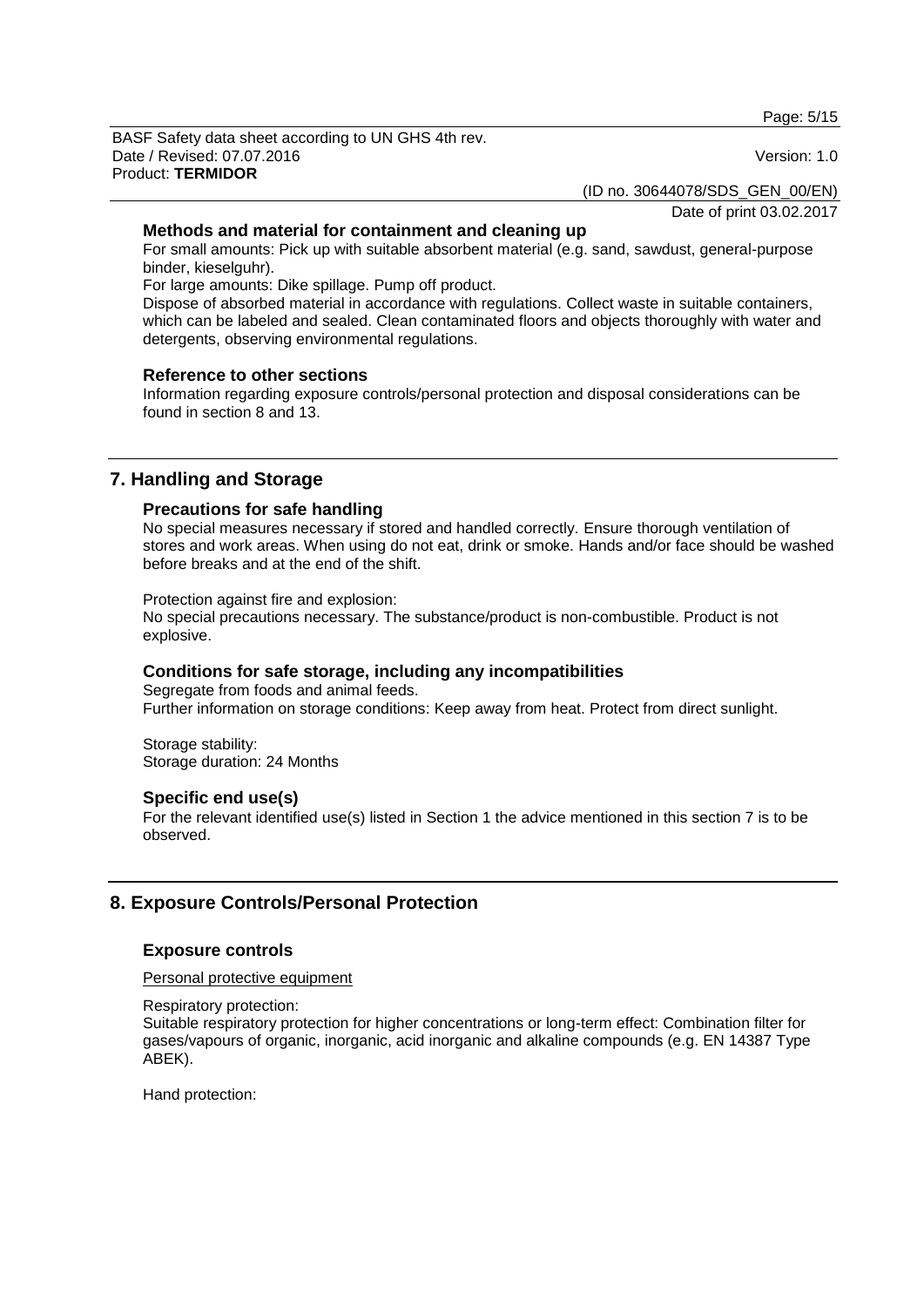### Methods and material for containment and cleaning up

For small amounts: Pick up with suitable absorbent material (e.g. sand, sawdust, general-purpose binder, kieselguhr).

For large amounts: Dike spillage. Pump off product.

Dispose of absorbed material in accordance with regulations. Collect waste in suitable containers, which can be labeled and sealed. Clean contaminated floors and objects thoroughly with water and detergents, observing environmental regulations.

### Reference to other sections

Information regarding exposure controls/personal protection and disposal considerations can be found in section 8 and 13.

## 7. Handling and Storage

### Precautions for safe handling

No special measures necessary if stored and handled correctly. Ensure thorough ventilation of stores and work areas. When using do not eat, drink or smoke. Hands and/or face should be washed before breaks and at the end of the shift.

Protection against fire and explosion:
No special precautions necessary. The substance/product is non-combustible. Product is not explosive.

### Conditions for safe storage, including any incompatibilities

Segregate from foods and animal feeds.
Further information on storage conditions: Keep away from heat. Protect from direct sunlight.

Storage stability:
Storage duration: 24 Months

### Specific end use(s)

For the relevant identified use(s) listed in Section 1 the advice mentioned in this section 7 is to be observed.

## 8. Exposure Controls/Personal Protection

### Exposure controls

Personal protective equipment

Respiratory protection:
Suitable respiratory protection for higher concentrations or long-term effect: Combination filter for gases/vapours of organic, inorganic, acid inorganic and alkaline compounds (e.g. EN 14387 Type ABEK).

Hand protection: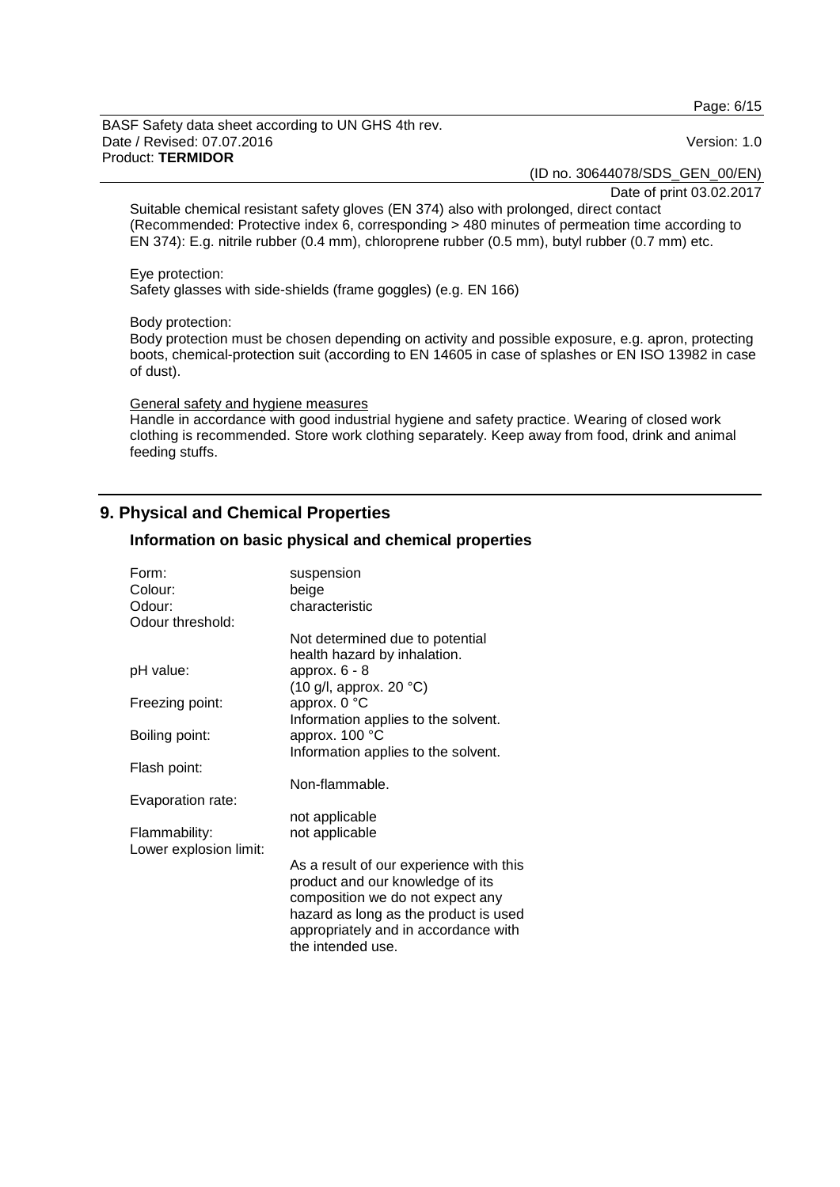Suitable chemical resistant safety gloves (EN 374) also with prolonged, direct contact (Recommended: Protective index 6, corresponding > 480 minutes of permeation time according to EN 374): E.g. nitrile rubber (0.4 mm), chloroprene rubber (0.5 mm), butyl rubber (0.7 mm) etc.

Eye protection:
Safety glasses with side-shields (frame goggles) (e.g. EN 166)

Body protection:
Body protection must be chosen depending on activity and possible exposure, e.g. apron, protecting boots, chemical-protection suit (according to EN 14605 in case of splashes or EN ISO 13982 in case of dust).

General safety and hygiene measures
Handle in accordance with good industrial hygiene and safety practice. Wearing of closed work clothing is recommended. Store work clothing separately. Keep away from food, drink and animal feeding stuffs.

## 9. Physical and Chemical Properties

### Information on basic physical and chemical properties

| | |
|---|---|
| Form: | suspension |
| Colour: | beige |
| Odour: | characteristic |
| Odour threshold: | Not determined due to potential health hazard by inhalation. |
| pH value: | approx. 6 - 8 (10 g/l, approx. 20 °C) |
| Freezing point: | approx. 0 °C Information applies to the solvent. |
| Boiling point: | approx. 100 °C Information applies to the solvent. |
| Flash point: | Non-flammable. |
| Evaporation rate: | not applicable |
| Flammability: | not applicable |
| Lower explosion limit: | As a result of our experience with this product and our knowledge of its composition we do not expect any hazard as long as the product is used appropriately and in accordance with the intended use. |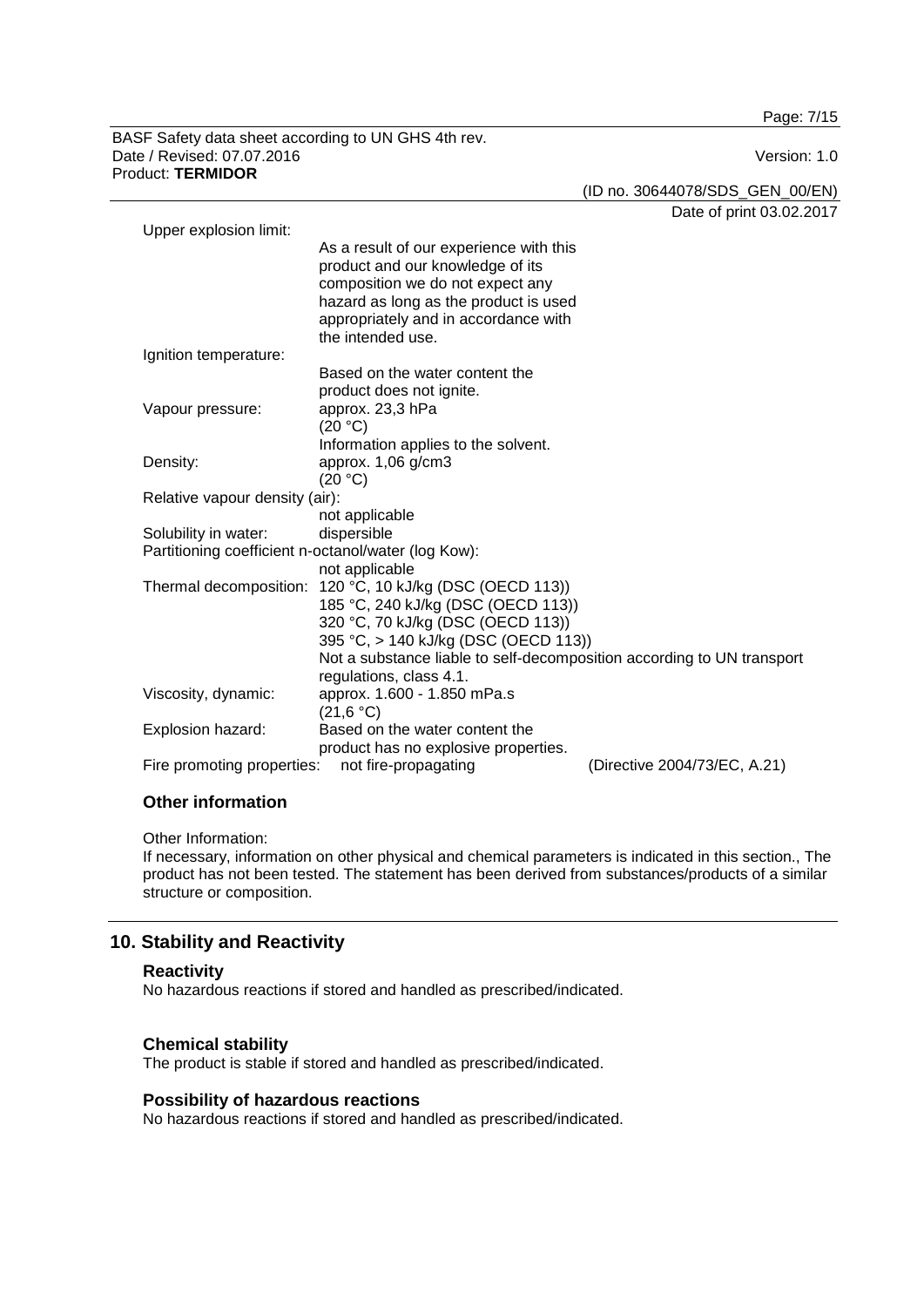Upper explosion limit:
As a result of our experience with this product and our knowledge of its composition we do not expect any hazard as long as the product is used appropriately and in accordance with the intended use.

Ignition temperature:
Based on the water content the product does not ignite.

Vapour pressure: approx. 23,3 hPa
(20 °C)
Information applies to the solvent.

Density: approx. 1,06 g/cm3
(20 °C)

Relative vapour density (air):
not applicable

Solubility in water: dispersible

Partitioning coefficient n-octanol/water (log Kow):
not applicable

Thermal decomposition: 120 °C, 10 kJ/kg (DSC (OECD 113))
185 °C, 240 kJ/kg (DSC (OECD 113))
320 °C, 70 kJ/kg (DSC (OECD 113))
395 °C, > 140 kJ/kg (DSC (OECD 113))
Not a substance liable to self-decomposition according to UN transport regulations, class 4.1.

Viscosity, dynamic: approx. 1.600 - 1.850 mPa.s
(21,6 °C)

Explosion hazard: Based on the water content the product has no explosive properties.

Fire promoting properties: not fire-propagating (Directive 2004/73/EC, A.21)

### Other information

Other Information:
If necessary, information on other physical and chemical parameters is indicated in this section., The product has not been tested. The statement has been derived from substances/products of a similar structure or composition.

## 10. Stability and Reactivity

### Reactivity

No hazardous reactions if stored and handled as prescribed/indicated.

### Chemical stability

The product is stable if stored and handled as prescribed/indicated.

### Possibility of hazardous reactions

No hazardous reactions if stored and handled as prescribed/indicated.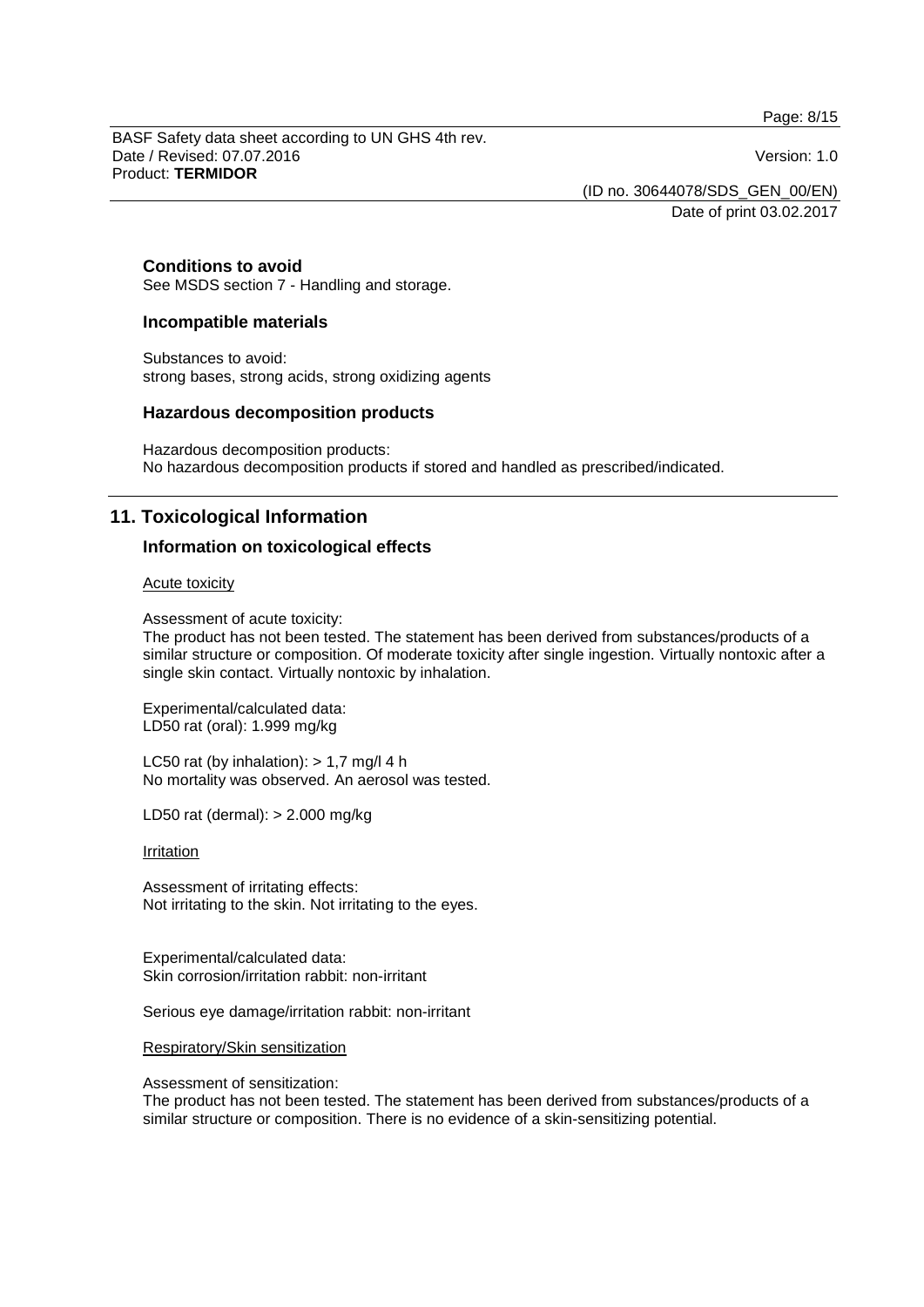### Conditions to avoid

See MSDS section 7 - Handling and storage.

### Incompatible materials

Substances to avoid:
strong bases, strong acids, strong oxidizing agents

### Hazardous decomposition products

Hazardous decomposition products:
No hazardous decomposition products if stored and handled as prescribed/indicated.

## 11. Toxicological Information

### Information on toxicological effects

Acute toxicity

Assessment of acute toxicity:
The product has not been tested. The statement has been derived from substances/products of a similar structure or composition. Of moderate toxicity after single ingestion. Virtually nontoxic after a single skin contact. Virtually nontoxic by inhalation.

Experimental/calculated data:
LD50 rat (oral): 1.999 mg/kg

LC50 rat (by inhalation): > 1,7 mg/l 4 h
No mortality was observed. An aerosol was tested.

LD50 rat (dermal): > 2.000 mg/kg

Irritation

Assessment of irritating effects:
Not irritating to the skin. Not irritating to the eyes.

Experimental/calculated data:
Skin corrosion/irritation rabbit: non-irritant

Serious eye damage/irritation rabbit: non-irritant

Respiratory/Skin sensitization

Assessment of sensitization:
The product has not been tested. The statement has been derived from substances/products of a similar structure or composition. There is no evidence of a skin-sensitizing potential.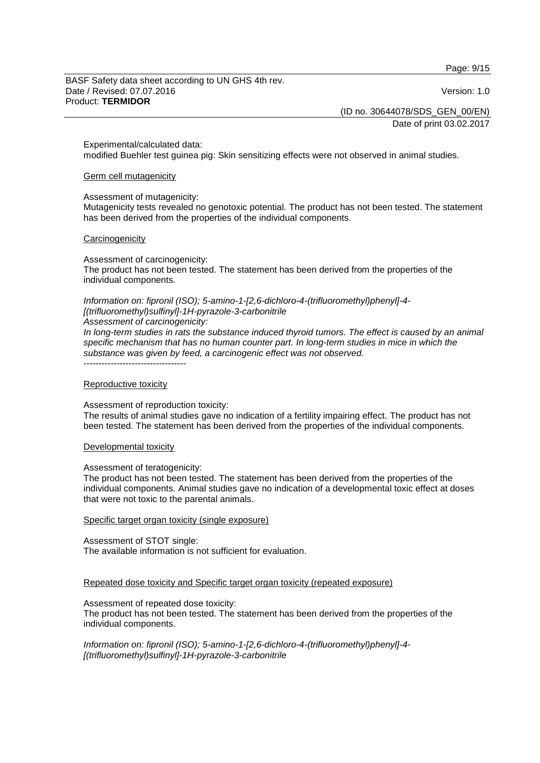Experimental/calculated data:
modified Buehler test guinea pig: Skin sensitizing effects were not observed in animal studies.

Germ cell mutagenicity

Assessment of mutagenicity:
Mutagenicity tests revealed no genotoxic potential. The product has not been tested. The statement has been derived from the properties of the individual components.

Carcinogenicity

Assessment of carcinogenicity:
The product has not been tested. The statement has been derived from the properties of the individual components.

*Information on: fipronil (ISO); 5-amino-1-[2,6-dichloro-4-(trifluoromethyl)phenyl]-4-[(trifluoromethyl)sulfinyl]-1H-pyrazole-3-carbonitrile*
*Assessment of carcinogenicity:*
*In long-term studies in rats the substance induced thyroid tumors. The effect is caused by an animal specific mechanism that has no human counter part. In long-term studies in mice in which the substance was given by feed, a carcinogenic effect was not observed.*
----------------------------------

Reproductive toxicity

Assessment of reproduction toxicity:
The results of animal studies gave no indication of a fertility impairing effect. The product has not been tested. The statement has been derived from the properties of the individual components.

Developmental toxicity

Assessment of teratogenicity:
The product has not been tested. The statement has been derived from the properties of the individual components. Animal studies gave no indication of a developmental toxic effect at doses that were not toxic to the parental animals.

Specific target organ toxicity (single exposure)

Assessment of STOT single:
The available information is not sufficient for evaluation.

Repeated dose toxicity and Specific target organ toxicity (repeated exposure)

Assessment of repeated dose toxicity:
The product has not been tested. The statement has been derived from the properties of the individual components.

*Information on: fipronil (ISO); 5-amino-1-[2,6-dichloro-4-(trifluoromethyl)phenyl]-4-[(trifluoromethyl)sulfinyl]-1H-pyrazole-3-carbonitrile*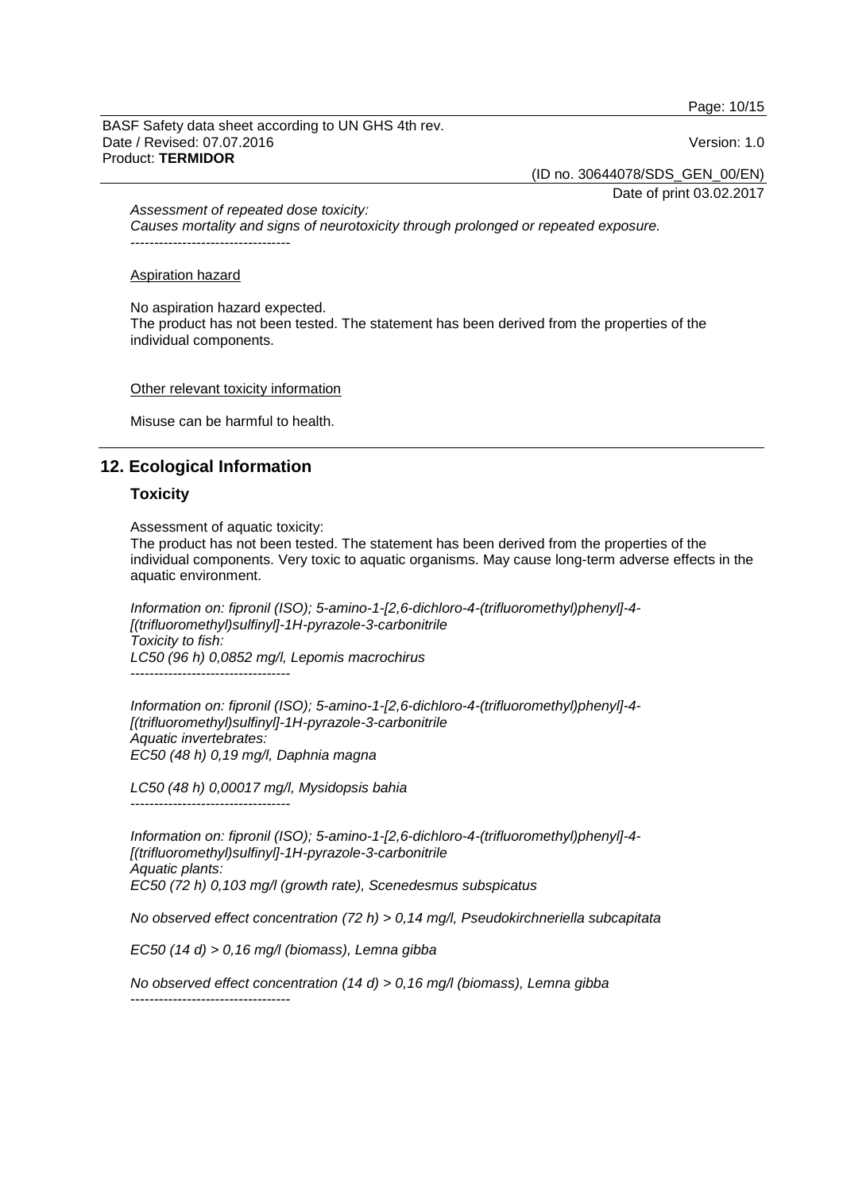*Assessment of repeated dose toxicity:*
*Causes mortality and signs of neurotoxicity through prolonged or repeated exposure.*
----------------------------------

Aspiration hazard

No aspiration hazard expected.
The product has not been tested. The statement has been derived from the properties of the individual components.

Other relevant toxicity information

Misuse can be harmful to health.

## 12. Ecological Information

### Toxicity

Assessment of aquatic toxicity:
The product has not been tested. The statement has been derived from the properties of the individual components. Very toxic to aquatic organisms. May cause long-term adverse effects in the aquatic environment.

*Information on: fipronil (ISO); 5-amino-1-[2,6-dichloro-4-(trifluoromethyl)phenyl]-4-[(trifluoromethyl)sulfinyl]-1H-pyrazole-3-carbonitrile*
*Toxicity to fish:*
*LC50 (96 h) 0,0852 mg/l, Lepomis macrochirus*
----------------------------------

*Information on: fipronil (ISO); 5-amino-1-[2,6-dichloro-4-(trifluoromethyl)phenyl]-4-[(trifluoromethyl)sulfinyl]-1H-pyrazole-3-carbonitrile*
*Aquatic invertebrates:*
*EC50 (48 h) 0,19 mg/l, Daphnia magna*

*LC50 (48 h) 0,00017 mg/l, Mysidopsis bahia*
----------------------------------

*Information on: fipronil (ISO); 5-amino-1-[2,6-dichloro-4-(trifluoromethyl)phenyl]-4-[(trifluoromethyl)sulfinyl]-1H-pyrazole-3-carbonitrile*
*Aquatic plants:*
*EC50 (72 h) 0,103 mg/l (growth rate), Scenedesmus subspicatus*

*No observed effect concentration (72 h) > 0,14 mg/l, Pseudokirchneriella subcapitata*

*EC50 (14 d) > 0,16 mg/l (biomass), Lemna gibba*

*No observed effect concentration (14 d) > 0,16 mg/l (biomass), Lemna gibba*
----------------------------------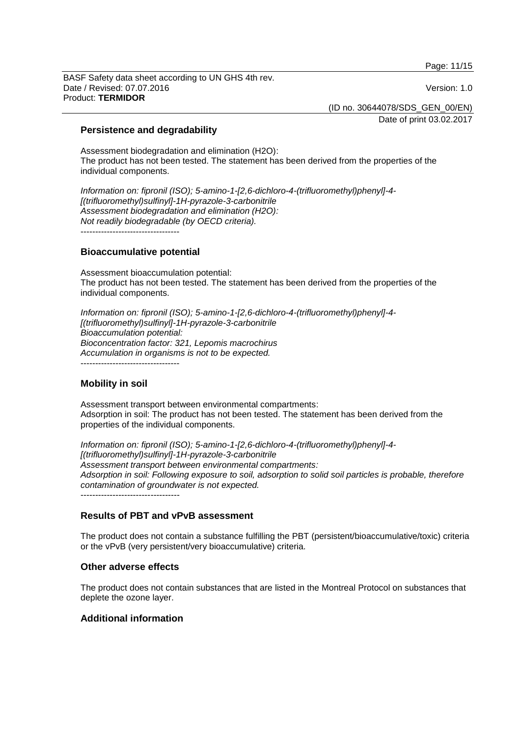## Persistence and degradability

Assessment biodegradation and elimination ($H_2O$):
The product has not been tested. The statement has been derived from the properties of the individual components.

*Information on: fipronil (ISO); 5-amino-1-[2,6-dichloro-4-(trifluoromethyl)phenyl]-4-[(trifluoromethyl)sulfinyl]-1H-pyrazole-3-carbonitrile*
*Assessment biodegradation and elimination (H2O):*
*Not readily biodegradable (by OECD criteria).*
----------------------------------

## Bioaccumulative potential

Assessment bioaccumulation potential:
The product has not been tested. The statement has been derived from the properties of the individual components.

*Information on: fipronil (ISO); 5-amino-1-[2,6-dichloro-4-(trifluoromethyl)phenyl]-4-[(trifluoromethyl)sulfinyl]-1H-pyrazole-3-carbonitrile*
*Bioaccumulation potential:*
*Bioconcentration factor: 321, Lepomis macrochirus*
*Accumulation in organisms is not to be expected.*
----------------------------------

## Mobility in soil

Assessment transport between environmental compartments:
Adsorption in soil: The product has not been tested. The statement has been derived from the properties of the individual components.

*Information on: fipronil (ISO); 5-amino-1-[2,6-dichloro-4-(trifluoromethyl)phenyl]-4-[(trifluoromethyl)sulfinyl]-1H-pyrazole-3-carbonitrile*
*Assessment transport between environmental compartments:*
*Adsorption in soil: Following exposure to soil, adsorption to solid soil particles is probable, therefore contamination of groundwater is not expected.*
----------------------------------

## Results of PBT and vPvB assessment

The product does not contain a substance fulfilling the PBT (persistent/bioaccumulative/toxic) criteria or the vPvB (very persistent/very bioaccumulative) criteria.

## Other adverse effects

The product does not contain substances that are listed in the Montreal Protocol on substances that deplete the ozone layer.

## Additional information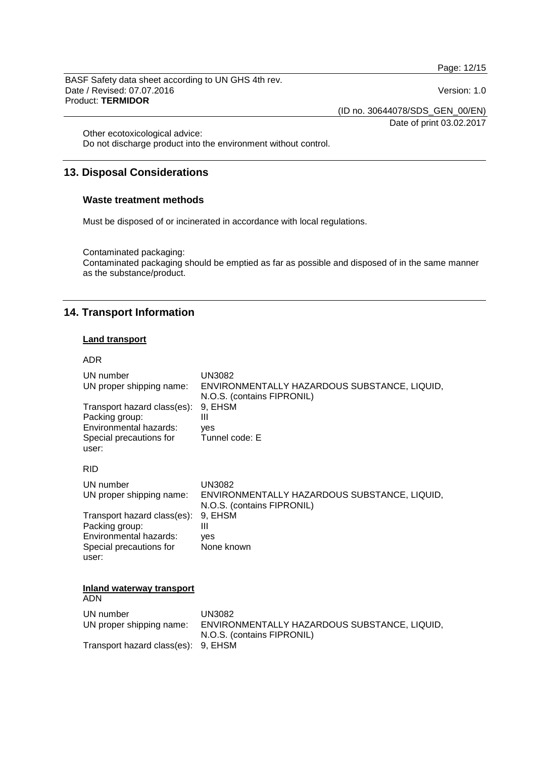Other ecotoxicological advice:
Do not discharge product into the environment without control.

## 13. Disposal Considerations

### Waste treatment methods

Must be disposed of or incinerated in accordance with local regulations.

Contaminated packaging:
Contaminated packaging should be emptied as far as possible and disposed of in the same manner as the substance/product.

## 14. Transport Information

**Land transport**

ADR

| | |
|---|---|
| UN number | UN3082 |
| UN proper shipping name: | ENVIRONMENTALLY HAZARDOUS SUBSTANCE, LIQUID, N.O.S. (contains FIPRONIL) |
| Transport hazard class(es): | 9, EHSM |
| Packing group: | III |
| Environmental hazards: | yes |
| Special precautions for user: | Tunnel code: E |

RID

| | |
|---|---|
| UN number | UN3082 |
| UN proper shipping name: | ENVIRONMENTALLY HAZARDOUS SUBSTANCE, LIQUID, N.O.S. (contains FIPRONIL) |
| Transport hazard class(es): | 9, EHSM |
| Packing group: | III |
| Environmental hazards: | yes |
| Special precautions for user: | None known |

**Inland waterway transport**

ADN

| | |
|---|---|
| UN number | UN3082 |
| UN proper shipping name: | ENVIRONMENTALLY HAZARDOUS SUBSTANCE, LIQUID, N.O.S. (contains FIPRONIL) |
| Transport hazard class(es): | 9, EHSM |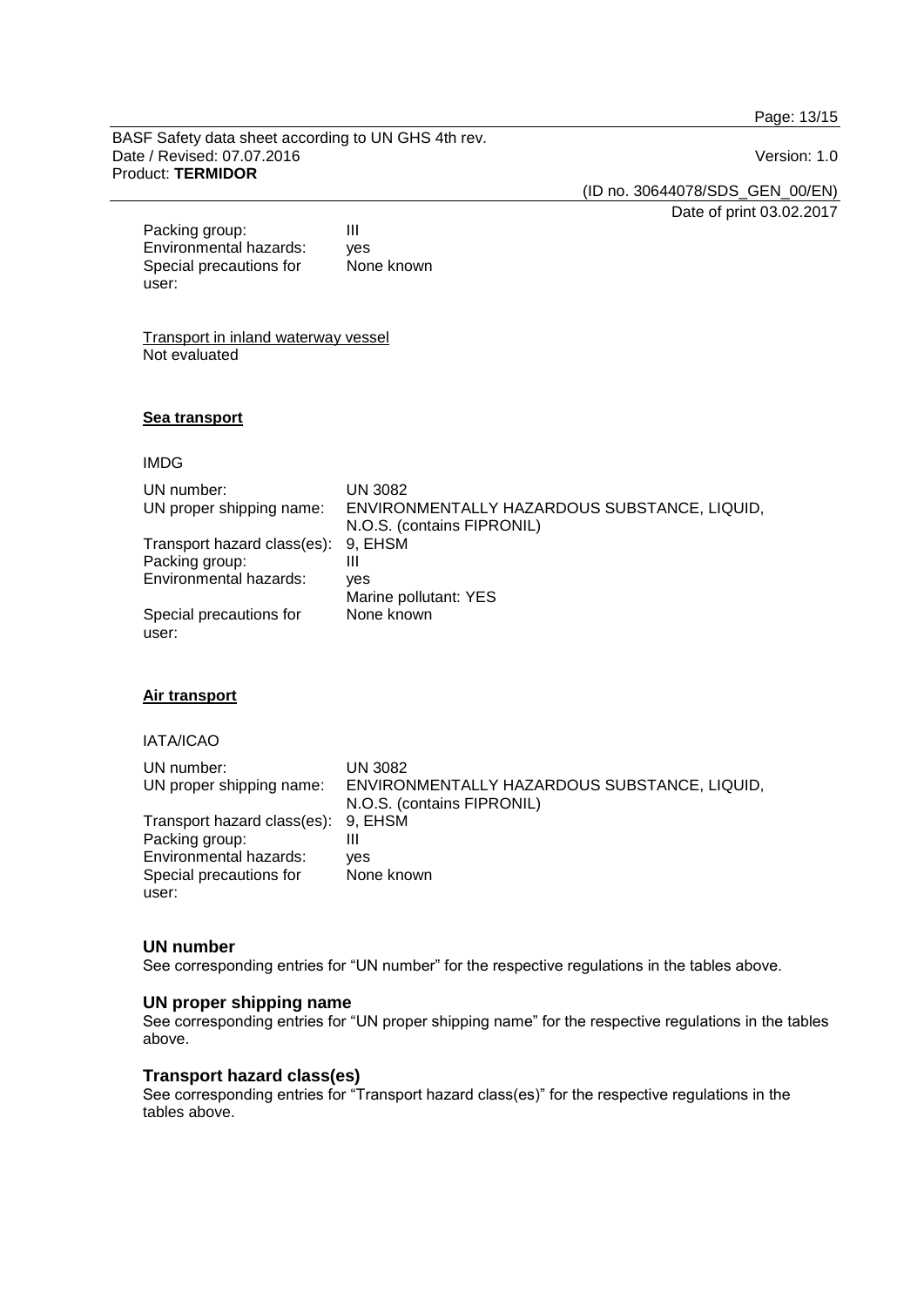| | |
|---|---|
| Packing group: | III |
| Environmental hazards: | yes |
| Special precautions for user: | None known |

Transport in inland waterway vessel
Not evaluated

**Sea transport**

IMDG

| | |
|---|---|
| UN number: | UN 3082 |
| UN proper shipping name: | ENVIRONMENTALLY HAZARDOUS SUBSTANCE, LIQUID, N.O.S. (contains FIPRONIL) |
| Transport hazard class(es): | 9, EHSM |
| Packing group: | III |
| Environmental hazards: | yes<br>Marine pollutant: YES |
| Special precautions for user: | None known |

**Air transport**

IATA/ICAO

| | |
|---|---|
| UN number: | UN 3082 |
| UN proper shipping name: | ENVIRONMENTALLY HAZARDOUS SUBSTANCE, LIQUID, N.O.S. (contains FIPRONIL) |
| Transport hazard class(es): | 9, EHSM |
| Packing group: | III |
| Environmental hazards: | yes |
| Special precautions for user: | None known |

### UN number

See corresponding entries for “UN number” for the respective regulations in the tables above.

### UN proper shipping name

See corresponding entries for “UN proper shipping name” for the respective regulations in the tables above.

### Transport hazard class(es)

See corresponding entries for “Transport hazard class(es)” for the respective regulations in the tables above.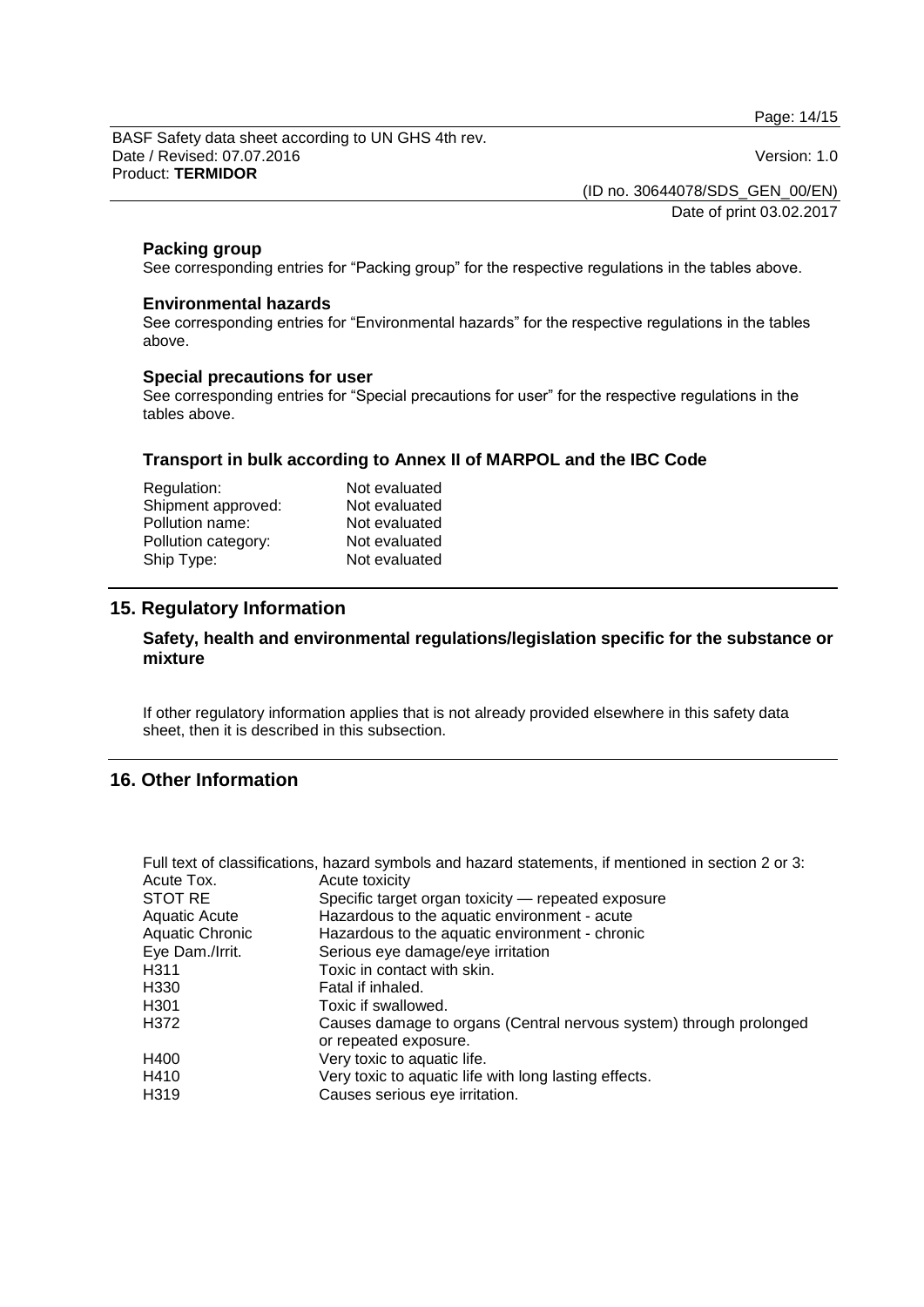### Packing group

See corresponding entries for "Packing group" for the respective regulations in the tables above.

### Environmental hazards

See corresponding entries for "Environmental hazards" for the respective regulations in the tables above.

### Special precautions for user

See corresponding entries for "Special precautions for user" for the respective regulations in the tables above.

### Transport in bulk according to Annex II of MARPOL and the IBC Code

| | |
|---|---|
| Regulation: | Not evaluated |
| Shipment approved: | Not evaluated |
| Pollution name: | Not evaluated |
| Pollution category: | Not evaluated |
| Ship Type: | Not evaluated |

## 15. Regulatory Information

### Safety, health and environmental regulations/legislation specific for the substance or mixture

If other regulatory information applies that is not already provided elsewhere in this safety data sheet, then it is described in this subsection.

## 16. Other Information

Full text of classifications, hazard symbols and hazard statements, if mentioned in section 2 or 3:

| | |
|---|---|
| Acute Tox. | Acute toxicity |
| STOT RE | Specific target organ toxicity — repeated exposure |
| Aquatic Acute | Hazardous to the aquatic environment - acute |
| Aquatic Chronic | Hazardous to the aquatic environment - chronic |
| Eye Dam./Irrit. | Serious eye damage/eye irritation |
| H311 | Toxic in contact with skin. |
| H330 | Fatal if inhaled. |
| H301 | Toxic if swallowed. |
| H372 | Causes damage to organs (Central nervous system) through prolonged or repeated exposure. |
| H400 | Very toxic to aquatic life. |
| H410 | Very toxic to aquatic life with long lasting effects. |
| H319 | Causes serious eye irritation. |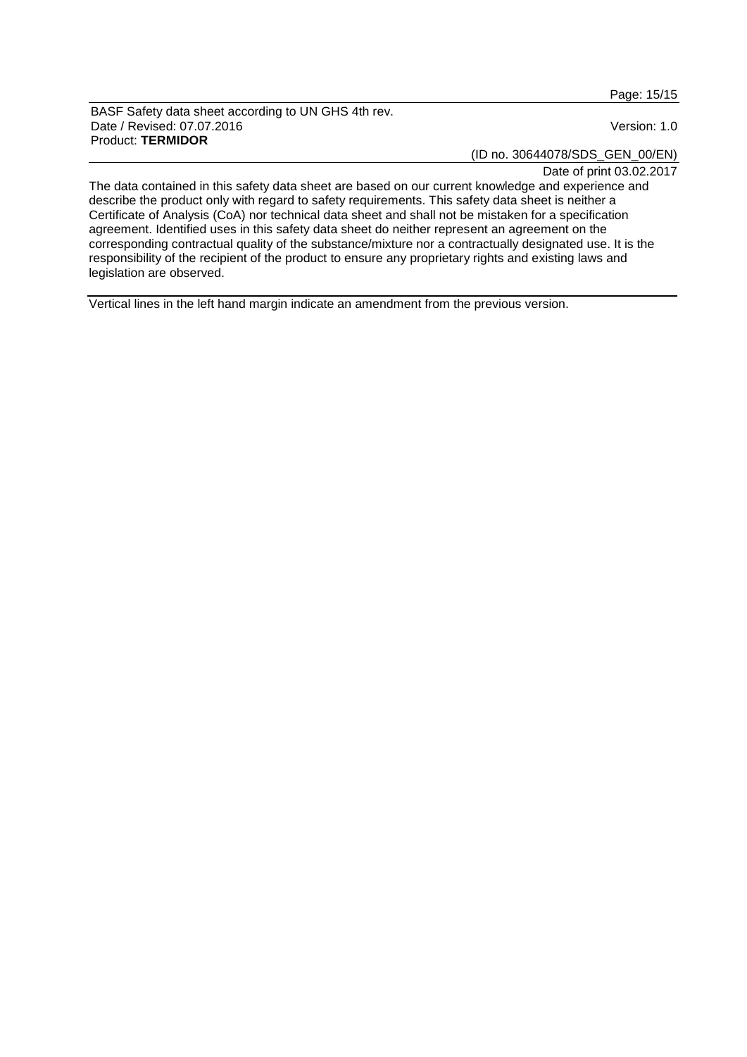The data contained in this safety data sheet are based on our current knowledge and experience and describe the product only with regard to safety requirements. This safety data sheet is neither a Certificate of Analysis (CoA) nor technical data sheet and shall not be mistaken for a specification agreement. Identified uses in this safety data sheet do neither represent an agreement on the corresponding contractual quality of the substance/mixture nor a contractually designated use. It is the responsibility of the recipient of the product to ensure any proprietary rights and existing laws and legislation are observed.

---

Vertical lines in the left hand margin indicate an amendment from the previous version.